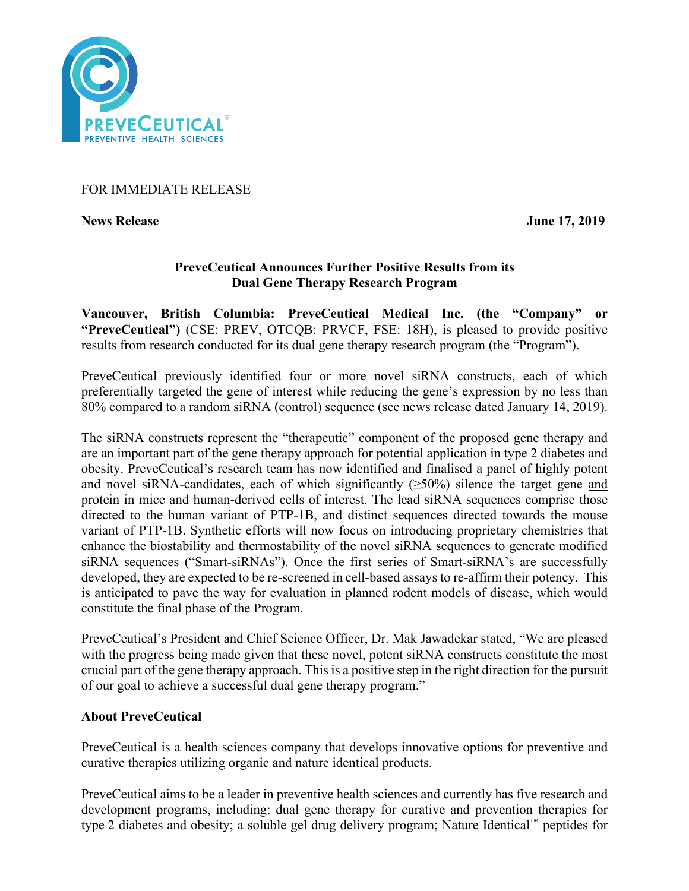FOR IMMEDIATE RELEASE

**News Release** **June 17, 2019**

## PreveCeutical Announces Further Positive Results from its Dual Gene Therapy Research Program

**Vancouver, British Columbia: PreveCeutical Medical Inc. (the "Company" or "PreveCeutical")** (CSE: PREV, OTCQB: PRVCF, FSE: 18H), is pleased to provide positive results from research conducted for its dual gene therapy research program (the "Program").

PreveCeutical previously identified four or more novel siRNA constructs, each of which preferentially targeted the gene of interest while reducing the gene's expression by no less than 80% compared to a random siRNA (control) sequence (see news release dated January 14, 2019).

The siRNA constructs represent the "therapeutic" component of the proposed gene therapy and are an important part of the gene therapy approach for potential application in type 2 diabetes and obesity. PreveCeutical's research team has now identified and finalised a panel of highly potent and novel siRNA-candidates, each of which significantly (≥50%) silence the target gene and protein in mice and human-derived cells of interest. The lead siRNA sequences comprise those directed to the human variant of PTP-1B, and distinct sequences directed towards the mouse variant of PTP-1B. Synthetic efforts will now focus on introducing proprietary chemistries that enhance the biostability and thermostability of the novel siRNA sequences to generate modified siRNA sequences ("Smart-siRNAs"). Once the first series of Smart-siRNA's are successfully developed, they are expected to be re-screened in cell-based assays to re-affirm their potency. This is anticipated to pave the way for evaluation in planned rodent models of disease, which would constitute the final phase of the Program.

PreveCeutical's President and Chief Science Officer, Dr. Mak Jawadekar stated, "We are pleased with the progress being made given that these novel, potent siRNA constructs constitute the most crucial part of the gene therapy approach. This is a positive step in the right direction for the pursuit of our goal to achieve a successful dual gene therapy program."

### About PreveCeutical

PreveCeutical is a health sciences company that develops innovative options for preventive and curative therapies utilizing organic and nature identical products.

PreveCeutical aims to be a leader in preventive health sciences and currently has five research and development programs, including: dual gene therapy for curative and prevention therapies for type 2 diabetes and obesity; a soluble gel drug delivery program; Nature Identical™ peptides for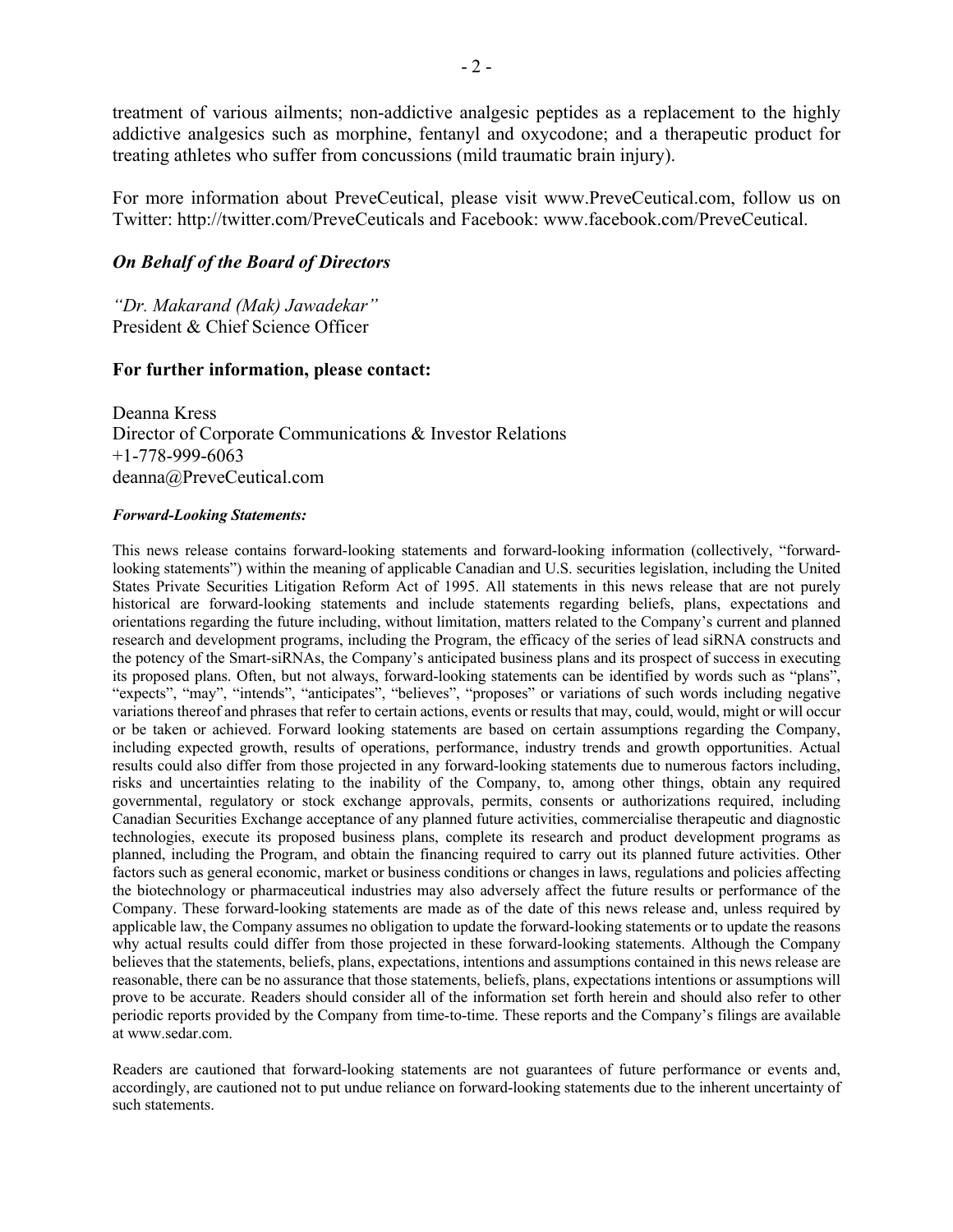treatment of various ailments; non-addictive analgesic peptides as a replacement to the highly addictive analgesics such as morphine, fentanyl and oxycodone; and a therapeutic product for treating athletes who suffer from concussions (mild traumatic brain injury).

For more information about PreveCeutical, please visit www.PreveCeutical.com, follow us on Twitter: http://twitter.com/PreveCeuticals and Facebook: www.facebook.com/PreveCeutical.

***On Behalf of the Board of Directors***

*"Dr. Makarand (Mak) Jawadekar"*
President & Chief Science Officer

**For further information, please contact:**

Deanna Kress
Director of Corporate Communications & Investor Relations
+1-778-999-6063
deanna@PreveCeutical.com

***Forward-Looking Statements:***

This news release contains forward-looking statements and forward-looking information (collectively, "forward-looking statements") within the meaning of applicable Canadian and U.S. securities legislation, including the United States Private Securities Litigation Reform Act of 1995. All statements in this news release that are not purely historical are forward-looking statements and include statements regarding beliefs, plans, expectations and orientations regarding the future including, without limitation, matters related to the Company's current and planned research and development programs, including the Program, the efficacy of the series of lead siRNA constructs and the potency of the Smart-siRNAs, the Company's anticipated business plans and its prospect of success in executing its proposed plans. Often, but not always, forward-looking statements can be identified by words such as "plans", "expects", "may", "intends", "anticipates", "believes", "proposes" or variations of such words including negative variations thereof and phrases that refer to certain actions, events or results that may, could, would, might or will occur or be taken or achieved. Forward looking statements are based on certain assumptions regarding the Company, including expected growth, results of operations, performance, industry trends and growth opportunities. Actual results could also differ from those projected in any forward-looking statements due to numerous factors including, risks and uncertainties relating to the inability of the Company, to, among other things, obtain any required governmental, regulatory or stock exchange approvals, permits, consents or authorizations required, including Canadian Securities Exchange acceptance of any planned future activities, commercialise therapeutic and diagnostic technologies, execute its proposed business plans, complete its research and product development programs as planned, including the Program, and obtain the financing required to carry out its planned future activities. Other factors such as general economic, market or business conditions or changes in laws, regulations and policies affecting the biotechnology or pharmaceutical industries may also adversely affect the future results or performance of the Company. These forward-looking statements are made as of the date of this news release and, unless required by applicable law, the Company assumes no obligation to update the forward-looking statements or to update the reasons why actual results could differ from those projected in these forward-looking statements. Although the Company believes that the statements, beliefs, plans, expectations, intentions and assumptions contained in this news release are reasonable, there can be no assurance that those statements, beliefs, plans, expectations intentions or assumptions will prove to be accurate. Readers should consider all of the information set forth herein and should also refer to other periodic reports provided by the Company from time-to-time. These reports and the Company's filings are available at www.sedar.com.

Readers are cautioned that forward-looking statements are not guarantees of future performance or events and, accordingly, are cautioned not to put undue reliance on forward-looking statements due to the inherent uncertainty of such statements.